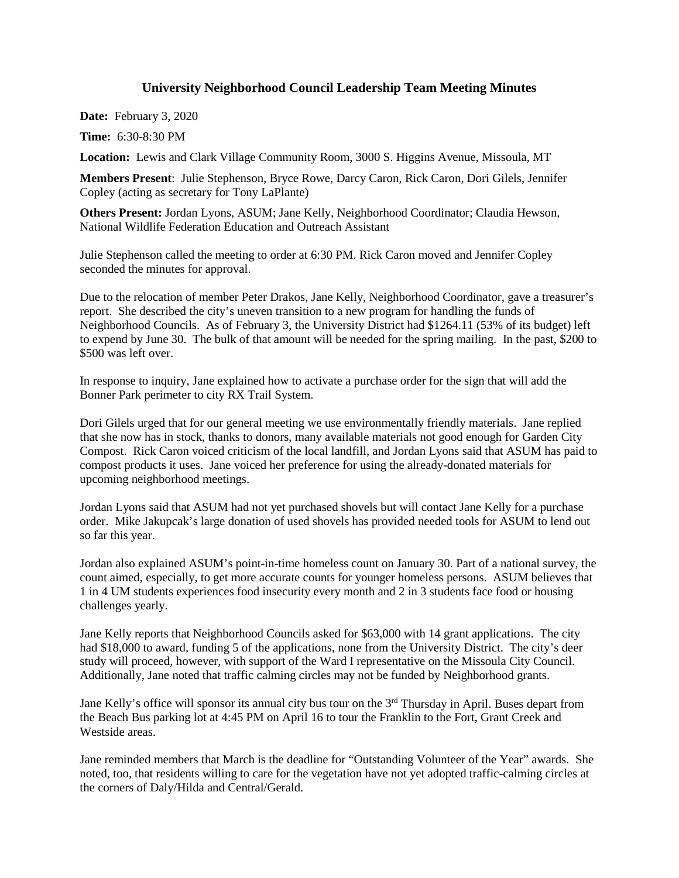# University Neighborhood Council Leadership Team Meeting Minutes

**Date:** February 3, 2020

**Time:** 6:30-8:30 PM

**Location:** Lewis and Clark Village Community Room, 3000 S. Higgins Avenue, Missoula, MT

**Members Present**: Julie Stephenson, Bryce Rowe, Darcy Caron, Rick Caron, Dori Gilels, Jennifer Copley (acting as secretary for Tony LaPlante)

**Others Present:** Jordan Lyons, ASUM; Jane Kelly, Neighborhood Coordinator; Claudia Hewson, National Wildlife Federation Education and Outreach Assistant

Julie Stephenson called the meeting to order at 6:30 PM. Rick Caron moved and Jennifer Copley seconded the minutes for approval.

Due to the relocation of member Peter Drakos, Jane Kelly, Neighborhood Coordinator, gave a treasurer's report. She described the city's uneven transition to a new program for handling the funds of Neighborhood Councils. As of February 3, the University District had $1264.11 (53% of its budget) left to expend by June 30. The bulk of that amount will be needed for the spring mailing. In the past, $200 to $500 was left over.

In response to inquiry, Jane explained how to activate a purchase order for the sign that will add the Bonner Park perimeter to city RX Trail System.

Dori Gilels urged that for our general meeting we use environmentally friendly materials. Jane replied that she now has in stock, thanks to donors, many available materials not good enough for Garden City Compost. Rick Caron voiced criticism of the local landfill, and Jordan Lyons said that ASUM has paid to compost products it uses. Jane voiced her preference for using the already-donated materials for upcoming neighborhood meetings.

Jordan Lyons said that ASUM had not yet purchased shovels but will contact Jane Kelly for a purchase order. Mike Jakupcak's large donation of used shovels has provided needed tools for ASUM to lend out so far this year.

Jordan also explained ASUM's point-in-time homeless count on January 30. Part of a national survey, the count aimed, especially, to get more accurate counts for younger homeless persons. ASUM believes that 1 in 4 UM students experiences food insecurity every month and 2 in 3 students face food or housing challenges yearly.

Jane Kelly reports that Neighborhood Councils asked for $63,000 with 14 grant applications. The city had $18,000 to award, funding 5 of the applications, none from the University District. The city's deer study will proceed, however, with support of the Ward I representative on the Missoula City Council. Additionally, Jane noted that traffic calming circles may not be funded by Neighborhood grants.

Jane Kelly's office will sponsor its annual city bus tour on the 3rd Thursday in April. Buses depart from the Beach Bus parking lot at 4:45 PM on April 16 to tour the Franklin to the Fort, Grant Creek and Westside areas.

Jane reminded members that March is the deadline for "Outstanding Volunteer of the Year" awards. She noted, too, that residents willing to care for the vegetation have not yet adopted traffic-calming circles at the corners of Daly/Hilda and Central/Gerald.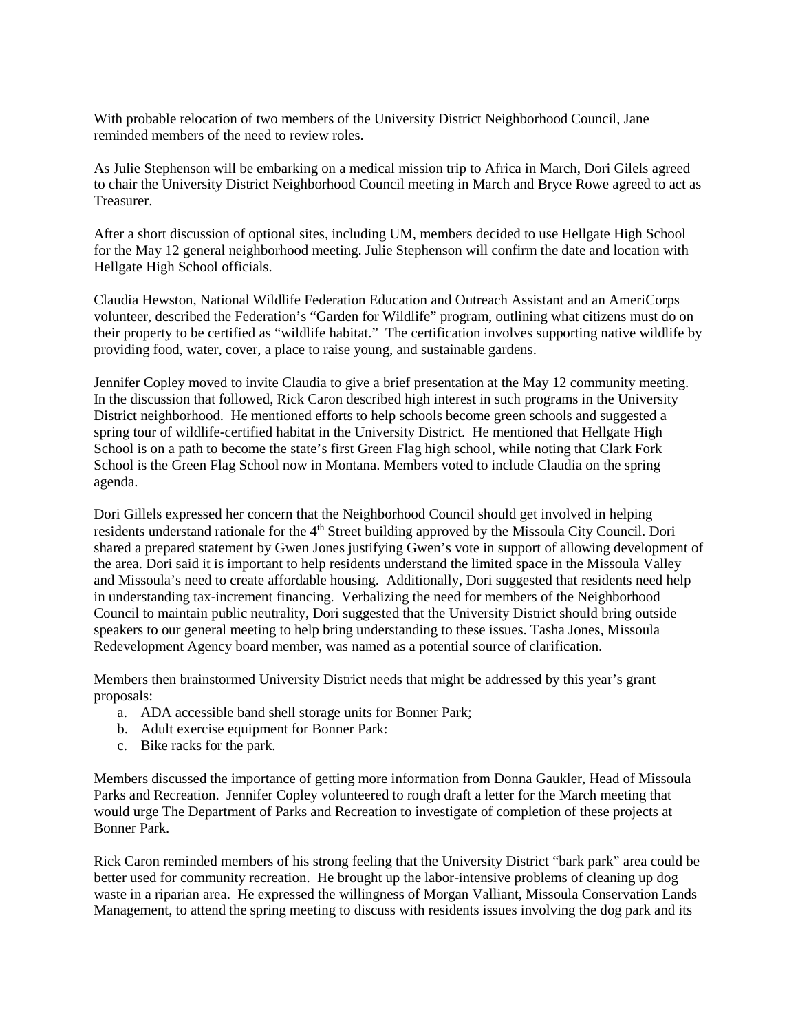With probable relocation of two members of the University District Neighborhood Council, Jane reminded members of the need to review roles.

As Julie Stephenson will be embarking on a medical mission trip to Africa in March, Dori Gilels agreed to chair the University District Neighborhood Council meeting in March and Bryce Rowe agreed to act as Treasurer.

After a short discussion of optional sites, including UM, members decided to use Hellgate High School for the May 12 general neighborhood meeting. Julie Stephenson will confirm the date and location with Hellgate High School officials.

Claudia Hewston, National Wildlife Federation Education and Outreach Assistant and an AmeriCorps volunteer, described the Federation's "Garden for Wildlife" program, outlining what citizens must do on their property to be certified as "wildlife habitat." The certification involves supporting native wildlife by providing food, water, cover, a place to raise young, and sustainable gardens.

Jennifer Copley moved to invite Claudia to give a brief presentation at the May 12 community meeting. In the discussion that followed, Rick Caron described high interest in such programs in the University District neighborhood. He mentioned efforts to help schools become green schools and suggested a spring tour of wildlife-certified habitat in the University District. He mentioned that Hellgate High School is on a path to become the state's first Green Flag high school, while noting that Clark Fork School is the Green Flag School now in Montana. Members voted to include Claudia on the spring agenda.

Dori Gillels expressed her concern that the Neighborhood Council should get involved in helping residents understand rationale for the 4th Street building approved by the Missoula City Council. Dori shared a prepared statement by Gwen Jones justifying Gwen's vote in support of allowing development of the area. Dori said it is important to help residents understand the limited space in the Missoula Valley and Missoula's need to create affordable housing. Additionally, Dori suggested that residents need help in understanding tax-increment financing. Verbalizing the need for members of the Neighborhood Council to maintain public neutrality, Dori suggested that the University District should bring outside speakers to our general meeting to help bring understanding to these issues. Tasha Jones, Missoula Redevelopment Agency board member, was named as a potential source of clarification.

Members then brainstormed University District needs that might be addressed by this year's grant proposals:

a. ADA accessible band shell storage units for Bonner Park;
b. Adult exercise equipment for Bonner Park:
c. Bike racks for the park.

Members discussed the importance of getting more information from Donna Gaukler, Head of Missoula Parks and Recreation. Jennifer Copley volunteered to rough draft a letter for the March meeting that would urge The Department of Parks and Recreation to investigate of completion of these projects at Bonner Park.

Rick Caron reminded members of his strong feeling that the University District "bark park" area could be better used for community recreation. He brought up the labor-intensive problems of cleaning up dog waste in a riparian area. He expressed the willingness of Morgan Valliant, Missoula Conservation Lands Management, to attend the spring meeting to discuss with residents issues involving the dog park and its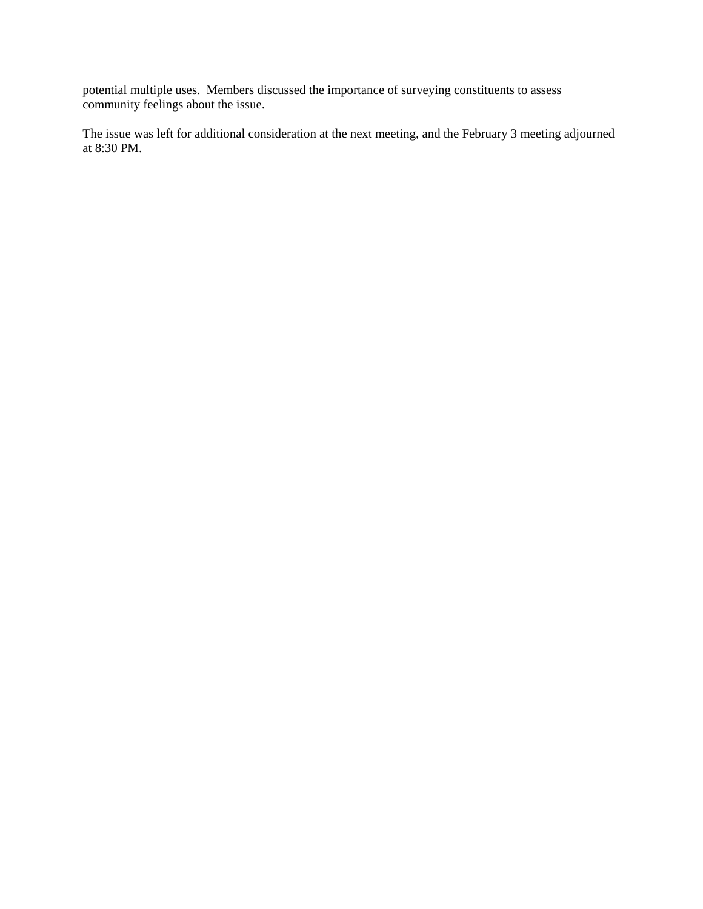potential multiple uses.  Members discussed the importance of surveying constituents to assess community feelings about the issue.

The issue was left for additional consideration at the next meeting, and the February 3 meeting adjourned at 8:30 PM.